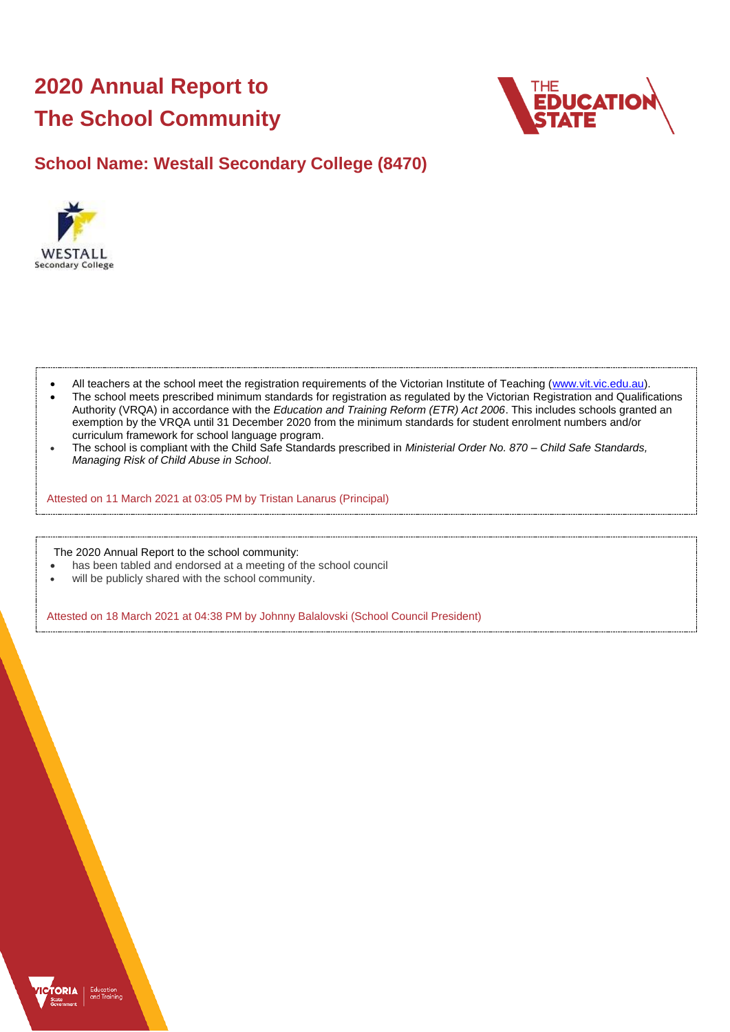# 2020 Annual Report to The School Community

## School Name: Westall Secondary College (8470)

- All teachers at the school meet the registration requirements of the Victorian Institute of Teaching (www.vit.vic.edu.au).
- The school meets prescribed minimum standards for registration as regulated by the Victorian Registration and Qualifications Authority (VRQA) in accordance with the *Education and Training Reform (ETR) Act 2006*. This includes schools granted an exemption by the VRQA until 31 December 2020 from the minimum standards for student enrolment numbers and/or curriculum framework for school language program.
- The school is compliant with the Child Safe Standards prescribed in *Ministerial Order No. 870 – Child Safe Standards, Managing Risk of Child Abuse in School*.

Attested on 11 March 2021 at 03:05 PM by Tristan Lanarus (Principal)

The 2020 Annual Report to the school community:

- has been tabled and endorsed at a meeting of the school council
- will be publicly shared with the school community.

Attested on 18 March 2021 at 04:38 PM by Johnny Balalovski (School Council President)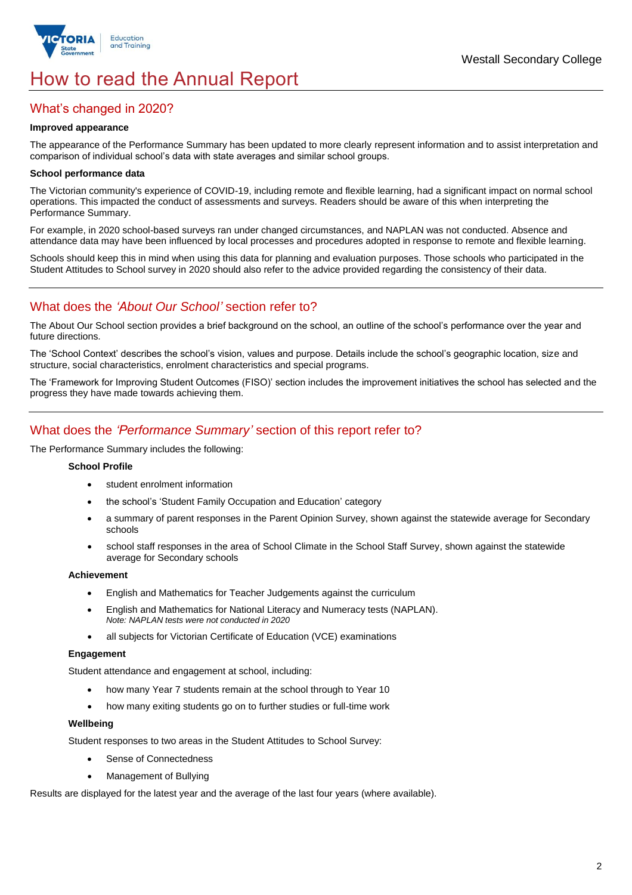# How to read the Annual Report

## What's changed in 2020?

**Improved appearance**

The appearance of the Performance Summary has been updated to more clearly represent information and to assist interpretation and comparison of individual school's data with state averages and similar school groups.

**School performance data**

The Victorian community's experience of COVID-19, including remote and flexible learning, had a significant impact on normal school operations. This impacted the conduct of assessments and surveys. Readers should be aware of this when interpreting the Performance Summary.

For example, in 2020 school-based surveys ran under changed circumstances, and NAPLAN was not conducted. Absence and attendance data may have been influenced by local processes and procedures adopted in response to remote and flexible learning.

Schools should keep this in mind when using this data for planning and evaluation purposes. Those schools who participated in the Student Attitudes to School survey in 2020 should also refer to the advice provided regarding the consistency of their data.

## What does the *'About Our School'* section refer to?

The About Our School section provides a brief background on the school, an outline of the school's performance over the year and future directions.

The 'School Context' describes the school's vision, values and purpose. Details include the school's geographic location, size and structure, social characteristics, enrolment characteristics and special programs.

The 'Framework for Improving Student Outcomes (FISO)' section includes the improvement initiatives the school has selected and the progress they have made towards achieving them.

## What does the *'Performance Summary'* section of this report refer to?

The Performance Summary includes the following:

**School Profile**

- student enrolment information
- the school's 'Student Family Occupation and Education' category
- a summary of parent responses in the Parent Opinion Survey, shown against the statewide average for Secondary schools
- school staff responses in the area of School Climate in the School Staff Survey, shown against the statewide average for Secondary schools

**Achievement**

- English and Mathematics for Teacher Judgements against the curriculum
- English and Mathematics for National Literacy and Numeracy tests (NAPLAN).
  *Note: NAPLAN tests were not conducted in 2020*
- all subjects for Victorian Certificate of Education (VCE) examinations

**Engagement**

Student attendance and engagement at school, including:

- how many Year 7 students remain at the school through to Year 10
- how many exiting students go on to further studies or full-time work

**Wellbeing**

Student responses to two areas in the Student Attitudes to School Survey:

- Sense of Connectedness
- Management of Bullying

Results are displayed for the latest year and the average of the last four years (where available).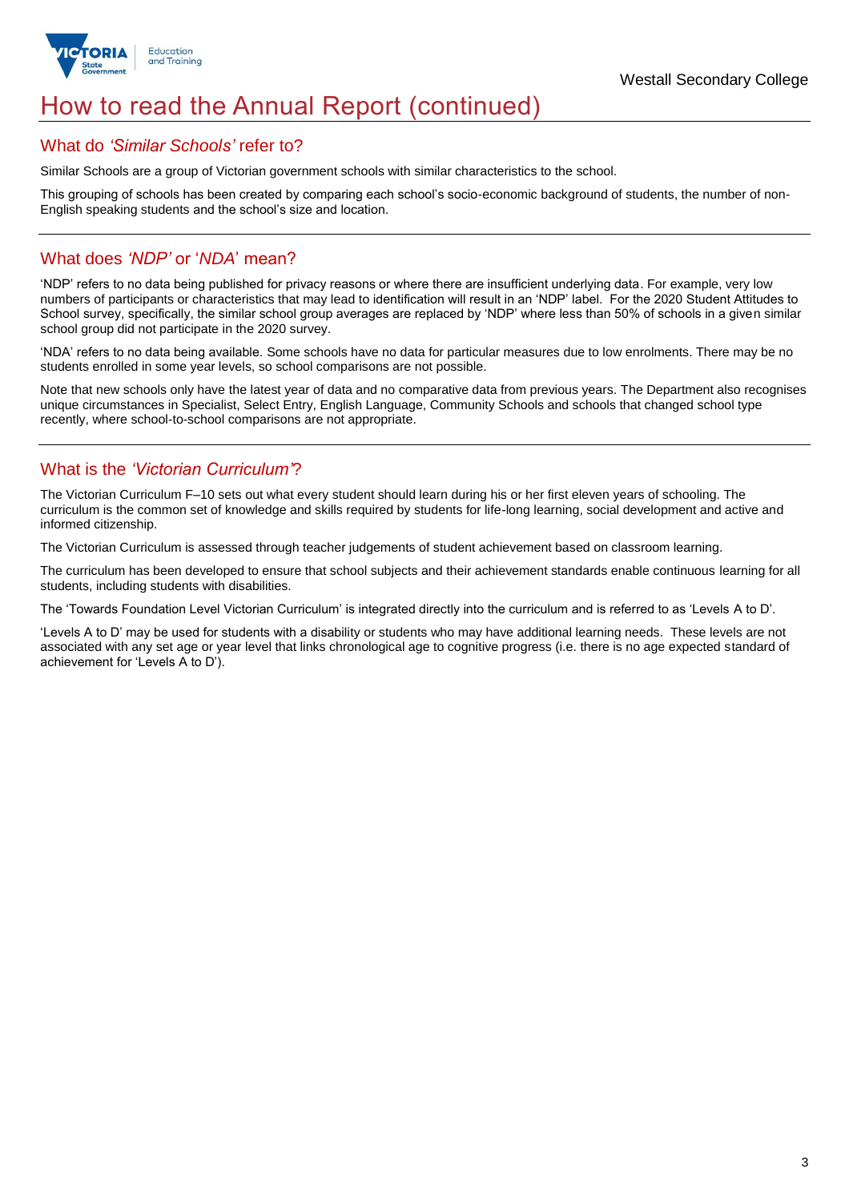# How to read the Annual Report (continued)

## What do *'Similar Schools'* refer to?

Similar Schools are a group of Victorian government schools with similar characteristics to the school.

This grouping of schools has been created by comparing each school's socio-economic background of students, the number of non-English speaking students and the school's size and location.

## What does *'NDP'* or '*NDA*' mean?

'NDP' refers to no data being published for privacy reasons or where there are insufficient underlying data. For example, very low numbers of participants or characteristics that may lead to identification will result in an 'NDP' label. For the 2020 Student Attitudes to School survey, specifically, the similar school group averages are replaced by 'NDP' where less than 50% of schools in a given similar school group did not participate in the 2020 survey.

'NDA' refers to no data being available. Some schools have no data for particular measures due to low enrolments. There may be no students enrolled in some year levels, so school comparisons are not possible.

Note that new schools only have the latest year of data and no comparative data from previous years. The Department also recognises unique circumstances in Specialist, Select Entry, English Language, Community Schools and schools that changed school type recently, where school-to-school comparisons are not appropriate.

## What is the *'Victorian Curriculum'*?

The Victorian Curriculum F–10 sets out what every student should learn during his or her first eleven years of schooling. The curriculum is the common set of knowledge and skills required by students for life-long learning, social development and active and informed citizenship.

The Victorian Curriculum is assessed through teacher judgements of student achievement based on classroom learning.

The curriculum has been developed to ensure that school subjects and their achievement standards enable continuous learning for all students, including students with disabilities.

The 'Towards Foundation Level Victorian Curriculum' is integrated directly into the curriculum and is referred to as 'Levels A to D'.

'Levels A to D' may be used for students with a disability or students who may have additional learning needs. These levels are not associated with any set age or year level that links chronological age to cognitive progress (i.e. there is no age expected standard of achievement for 'Levels A to D').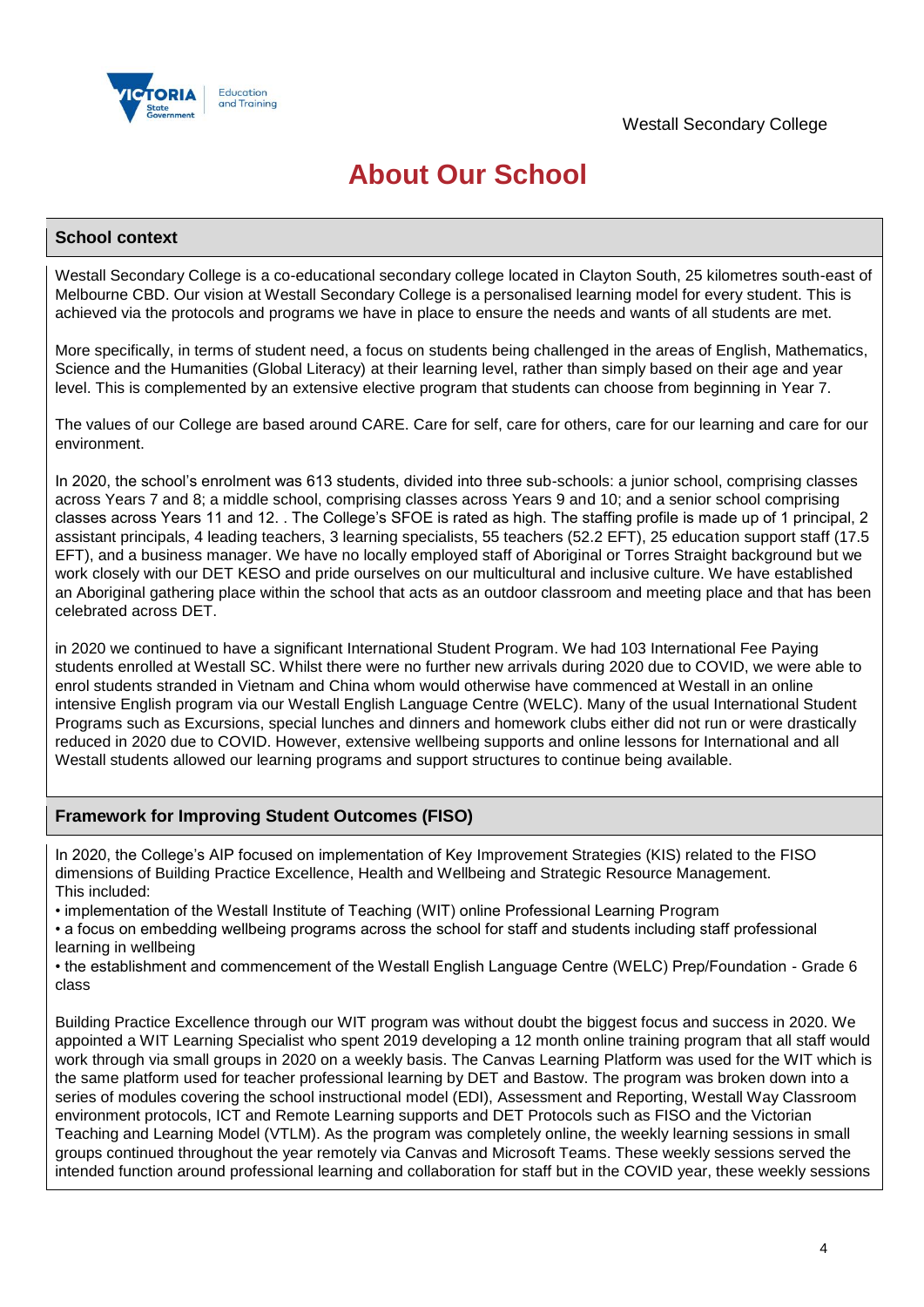Westall Secondary College

# About Our School

## School context

Westall Secondary College is a co-educational secondary college located in Clayton South, 25 kilometres south-east of Melbourne CBD. Our vision at Westall Secondary College is a personalised learning model for every student. This is achieved via the protocols and programs we have in place to ensure the needs and wants of all students are met.

More specifically, in terms of student need, a focus on students being challenged in the areas of English, Mathematics, Science and the Humanities (Global Literacy) at their learning level, rather than simply based on their age and year level. This is complemented by an extensive elective program that students can choose from beginning in Year 7.

The values of our College are based around CARE. Care for self, care for others, care for our learning and care for our environment.

In 2020, the school's enrolment was 613 students, divided into three sub-schools: a junior school, comprising classes across Years 7 and 8; a middle school, comprising classes across Years 9 and 10; and a senior school comprising classes across Years 11 and 12. . The College's SFOE is rated as high. The staffing profile is made up of 1 principal, 2 assistant principals, 4 leading teachers, 3 learning specialists, 55 teachers (52.2 EFT), 25 education support staff (17.5 EFT), and a business manager. We have no locally employed staff of Aboriginal or Torres Straight background but we work closely with our DET KESO and pride ourselves on our multicultural and inclusive culture. We have established an Aboriginal gathering place within the school that acts as an outdoor classroom and meeting place and that has been celebrated across DET.

in 2020 we continued to have a significant International Student Program. We had 103 International Fee Paying students enrolled at Westall SC. Whilst there were no further new arrivals during 2020 due to COVID, we were able to enrol students stranded in Vietnam and China whom would otherwise have commenced at Westall in an online intensive English program via our Westall English Language Centre (WELC). Many of the usual International Student Programs such as Excursions, special lunches and dinners and homework clubs either did not run or were drastically reduced in 2020 due to COVID. However, extensive wellbeing supports and online lessons for International and all Westall students allowed our learning programs and support structures to continue being available.

## Framework for Improving Student Outcomes (FISO)

In 2020, the College's AIP focused on implementation of Key Improvement Strategies (KIS) related to the FISO dimensions of Building Practice Excellence, Health and Wellbeing and Strategic Resource Management.
This included:

- implementation of the Westall Institute of Teaching (WIT) online Professional Learning Program
- a focus on embedding wellbeing programs across the school for staff and students including staff professional learning in wellbeing
- the establishment and commencement of the Westall English Language Centre (WELC) Prep/Foundation - Grade 6 class

Building Practice Excellence through our WIT program was without doubt the biggest focus and success in 2020. We appointed a WIT Learning Specialist who spent 2019 developing a 12 month online training program that all staff would work through via small groups in 2020 on a weekly basis. The Canvas Learning Platform was used for the WIT which is the same platform used for teacher professional learning by DET and Bastow. The program was broken down into a series of modules covering the school instructional model (EDI), Assessment and Reporting, Westall Way Classroom environment protocols, ICT and Remote Learning supports and DET Protocols such as FISO and the Victorian Teaching and Learning Model (VTLM). As the program was completely online, the weekly learning sessions in small groups continued throughout the year remotely via Canvas and Microsoft Teams. These weekly sessions served the intended function around professional learning and collaboration for staff but in the COVID year, these weekly sessions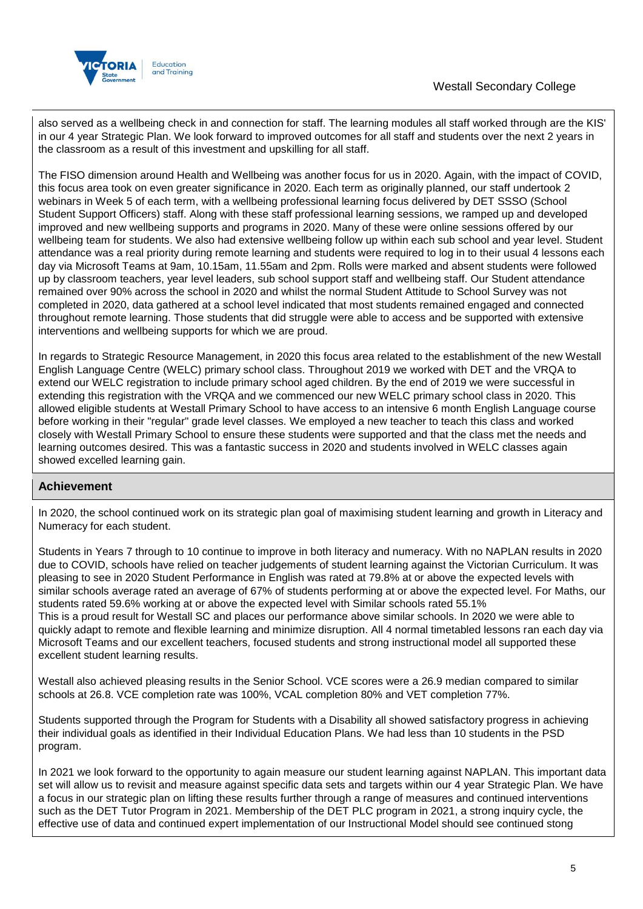also served as a wellbeing check in and connection for staff. The learning modules all staff worked through are the KIS' in our 4 year Strategic Plan. We look forward to improved outcomes for all staff and students over the next 2 years in the classroom as a result of this investment and upskilling for all staff.

The FISO dimension around Health and Wellbeing was another focus for us in 2020. Again, with the impact of COVID, this focus area took on even greater significance in 2020. Each term as originally planned, our staff undertook 2 webinars in Week 5 of each term, with a wellbeing professional learning focus delivered by DET SSSO (School Student Support Officers) staff. Along with these staff professional learning sessions, we ramped up and developed improved and new wellbeing supports and programs in 2020. Many of these were online sessions offered by our wellbeing team for students. We also had extensive wellbeing follow up within each sub school and year level. Student attendance was a real priority during remote learning and students were required to log in to their usual 4 lessons each day via Microsoft Teams at 9am, 10.15am, 11.55am and 2pm. Rolls were marked and absent students were followed up by classroom teachers, year level leaders, sub school support staff and wellbeing staff. Our Student attendance remained over 90% across the school in 2020 and whilst the normal Student Attitude to School Survey was not completed in 2020, data gathered at a school level indicated that most students remained engaged and connected throughout remote learning. Those students that did struggle were able to access and be supported with extensive interventions and wellbeing supports for which we are proud.

In regards to Strategic Resource Management, in 2020 this focus area related to the establishment of the new Westall English Language Centre (WELC) primary school class. Throughout 2019 we worked with DET and the VRQA to extend our WELC registration to include primary school aged children. By the end of 2019 we were successful in extending this registration with the VRQA and we commenced our new WELC primary school class in 2020. This allowed eligible students at Westall Primary School to have access to an intensive 6 month English Language course before working in their "regular" grade level classes. We employed a new teacher to teach this class and worked closely with Westall Primary School to ensure these students were supported and that the class met the needs and learning outcomes desired. This was a fantastic success in 2020 and students involved in WELC classes again showed excelled learning gain.

## Achievement

In 2020, the school continued work on its strategic plan goal of maximising student learning and growth in Literacy and Numeracy for each student.

Students in Years 7 through to 10 continue to improve in both literacy and numeracy. With no NAPLAN results in 2020 due to COVID, schools have relied on teacher judgements of student learning against the Victorian Curriculum. It was pleasing to see in 2020 Student Performance in English was rated at 79.8% at or above the expected levels with similar schools average rated an average of 67% of students performing at or above the expected level. For Maths, our students rated 59.6% working at or above the expected level with Similar schools rated 55.1%
This is a proud result for Westall SC and places our performance above similar schools. In 2020 we were able to quickly adapt to remote and flexible learning and minimize disruption. All 4 normal timetabled lessons ran each day via Microsoft Teams and our excellent teachers, focused students and strong instructional model all supported these excellent student learning results.

Westall also achieved pleasing results in the Senior School. VCE scores were a 26.9 median compared to similar schools at 26.8. VCE completion rate was 100%, VCAL completion 80% and VET completion 77%.

Students supported through the Program for Students with a Disability all showed satisfactory progress in achieving their individual goals as identified in their Individual Education Plans. We had less than 10 students in the PSD program.

In 2021 we look forward to the opportunity to again measure our student learning against NAPLAN. This important data set will allow us to revisit and measure against specific data sets and targets within our 4 year Strategic Plan. We have a focus in our strategic plan on lifting these results further through a range of measures and continued interventions such as the DET Tutor Program in 2021. Membership of the DET PLC program in 2021, a strong inquiry cycle, the effective use of data and continued expert implementation of our Instructional Model should see continued stong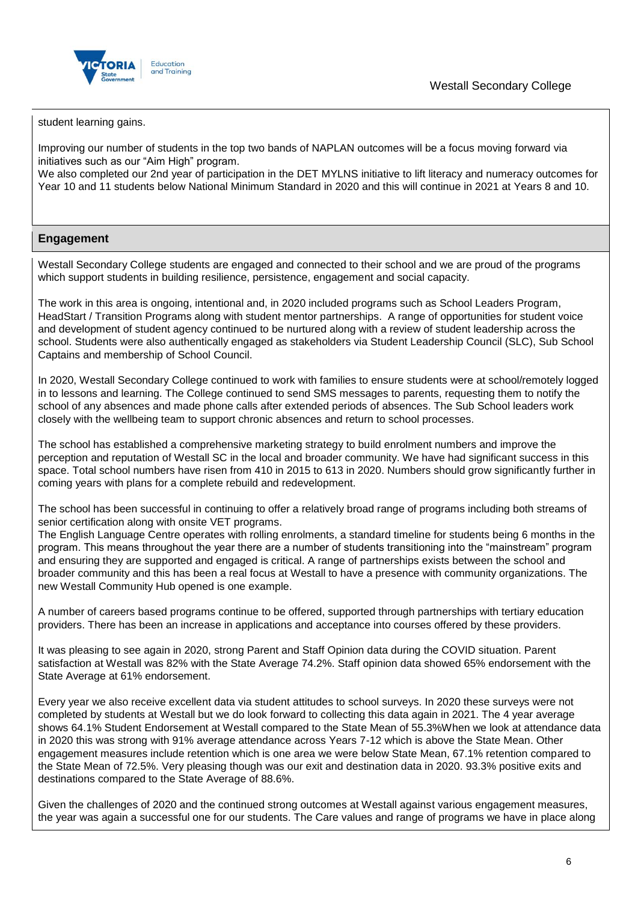student learning gains.

Improving our number of students in the top two bands of NAPLAN outcomes will be a focus moving forward via initiatives such as our "Aim High" program.
We also completed our 2nd year of participation in the DET MYLNS initiative to lift literacy and numeracy outcomes for Year 10 and 11 students below National Minimum Standard in 2020 and this will continue in 2021 at Years 8 and 10.

## Engagement

Westall Secondary College students are engaged and connected to their school and we are proud of the programs which support students in building resilience, persistence, engagement and social capacity.

The work in this area is ongoing, intentional and, in 2020 included programs such as School Leaders Program, HeadStart / Transition Programs along with student mentor partnerships. A range of opportunities for student voice and development of student agency continued to be nurtured along with a review of student leadership across the school. Students were also authentically engaged as stakeholders via Student Leadership Council (SLC), Sub School Captains and membership of School Council.

In 2020, Westall Secondary College continued to work with families to ensure students were at school/remotely logged in to lessons and learning. The College continued to send SMS messages to parents, requesting them to notify the school of any absences and made phone calls after extended periods of absences. The Sub School leaders work closely with the wellbeing team to support chronic absences and return to school processes.

The school has established a comprehensive marketing strategy to build enrolment numbers and improve the perception and reputation of Westall SC in the local and broader community. We have had significant success in this space. Total school numbers have risen from 410 in 2015 to 613 in 2020. Numbers should grow significantly further in coming years with plans for a complete rebuild and redevelopment.

The school has been successful in continuing to offer a relatively broad range of programs including both streams of senior certification along with onsite VET programs.
The English Language Centre operates with rolling enrolments, a standard timeline for students being 6 months in the program. This means throughout the year there are a number of students transitioning into the "mainstream" program and ensuring they are supported and engaged is critical. A range of partnerships exists between the school and broader community and this has been a real focus at Westall to have a presence with community organizations. The new Westall Community Hub opened is one example.

A number of careers based programs continue to be offered, supported through partnerships with tertiary education providers. There has been an increase in applications and acceptance into courses offered by these providers.

It was pleasing to see again in 2020, strong Parent and Staff Opinion data during the COVID situation. Parent satisfaction at Westall was 82% with the State Average 74.2%. Staff opinion data showed 65% endorsement with the State Average at 61% endorsement.

Every year we also receive excellent data via student attitudes to school surveys. In 2020 these surveys were not completed by students at Westall but we do look forward to collecting this data again in 2021. The 4 year average shows 64.1% Student Endorsement at Westall compared to the State Mean of 55.3%When we look at attendance data in 2020 this was strong with 91% average attendance across Years 7-12 which is above the State Mean. Other engagement measures include retention which is one area we were below State Mean, 67.1% retention compared to the State Mean of 72.5%. Very pleasing though was our exit and destination data in 2020. 93.3% positive exits and destinations compared to the State Average of 88.6%.

Given the challenges of 2020 and the continued strong outcomes at Westall against various engagement measures, the year was again a successful one for our students. The Care values and range of programs we have in place along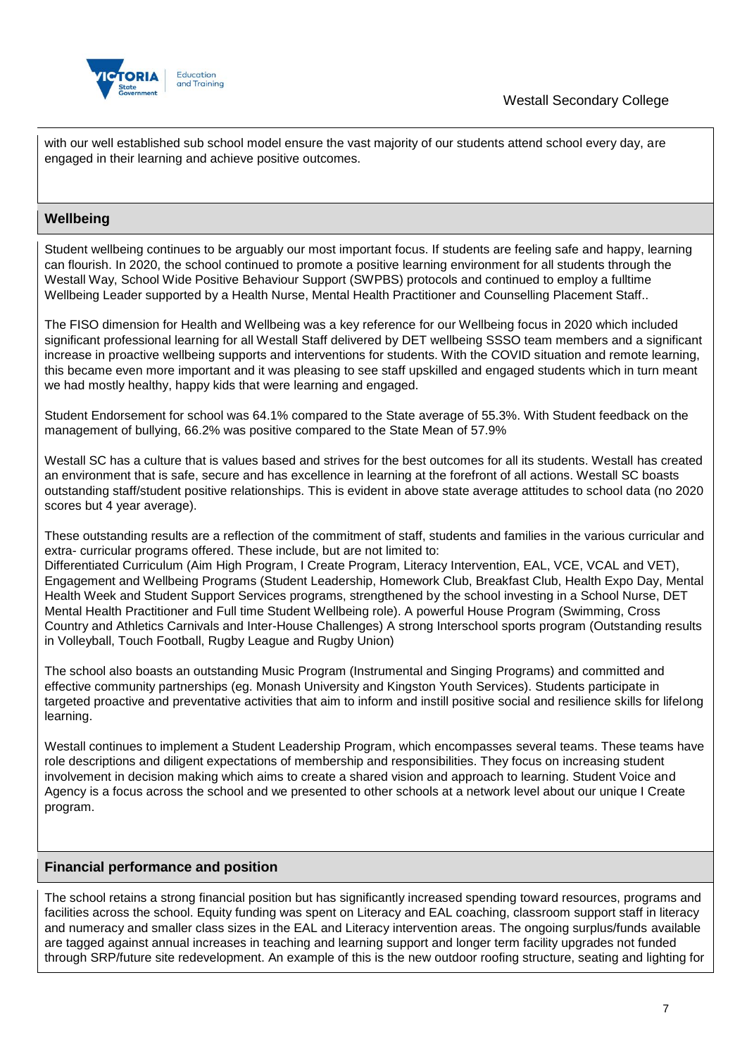with our well established sub school model ensure the vast majority of our students attend school every day, are engaged in their learning and achieve positive outcomes.

## Wellbeing

Student wellbeing continues to be arguably our most important focus. If students are feeling safe and happy, learning can flourish. In 2020, the school continued to promote a positive learning environment for all students through the Westall Way, School Wide Positive Behaviour Support (SWPBS) protocols and continued to employ a fulltime Wellbeing Leader supported by a Health Nurse, Mental Health Practitioner and Counselling Placement Staff..

The FISO dimension for Health and Wellbeing was a key reference for our Wellbeing focus in 2020 which included significant professional learning for all Westall Staff delivered by DET wellbeing SSSO team members and a significant increase in proactive wellbeing supports and interventions for students. With the COVID situation and remote learning, this became even more important and it was pleasing to see staff upskilled and engaged students which in turn meant we had mostly healthy, happy kids that were learning and engaged.

Student Endorsement for school was 64.1% compared to the State average of 55.3%. With Student feedback on the management of bullying, 66.2% was positive compared to the State Mean of 57.9%

Westall SC has a culture that is values based and strives for the best outcomes for all its students. Westall has created an environment that is safe, secure and has excellence in learning at the forefront of all actions. Westall SC boasts outstanding staff/student positive relationships. This is evident in above state average attitudes to school data (no 2020 scores but 4 year average).

These outstanding results are a reflection of the commitment of staff, students and families in the various curricular and extra- curricular programs offered. These include, but are not limited to:
Differentiated Curriculum (Aim High Program, I Create Program, Literacy Intervention, EAL, VCE, VCAL and VET), Engagement and Wellbeing Programs (Student Leadership, Homework Club, Breakfast Club, Health Expo Day, Mental Health Week and Student Support Services programs, strengthened by the school investing in a School Nurse, DET Mental Health Practitioner and Full time Student Wellbeing role). A powerful House Program (Swimming, Cross Country and Athletics Carnivals and Inter-House Challenges) A strong Interschool sports program (Outstanding results in Volleyball, Touch Football, Rugby League and Rugby Union)

The school also boasts an outstanding Music Program (Instrumental and Singing Programs) and committed and effective community partnerships (eg. Monash University and Kingston Youth Services). Students participate in targeted proactive and preventative activities that aim to inform and instill positive social and resilience skills for lifelong learning.

Westall continues to implement a Student Leadership Program, which encompasses several teams. These teams have role descriptions and diligent expectations of membership and responsibilities. They focus on increasing student involvement in decision making which aims to create a shared vision and approach to learning. Student Voice and Agency is a focus across the school and we presented to other schools at a network level about our unique I Create program.

## Financial performance and position

The school retains a strong financial position but has significantly increased spending toward resources, programs and facilities across the school. Equity funding was spent on Literacy and EAL coaching, classroom support staff in literacy and numeracy and smaller class sizes in the EAL and Literacy intervention areas. The ongoing surplus/funds available are tagged against annual increases in teaching and learning support and longer term facility upgrades not funded through SRP/future site redevelopment. An example of this is the new outdoor roofing structure, seating and lighting for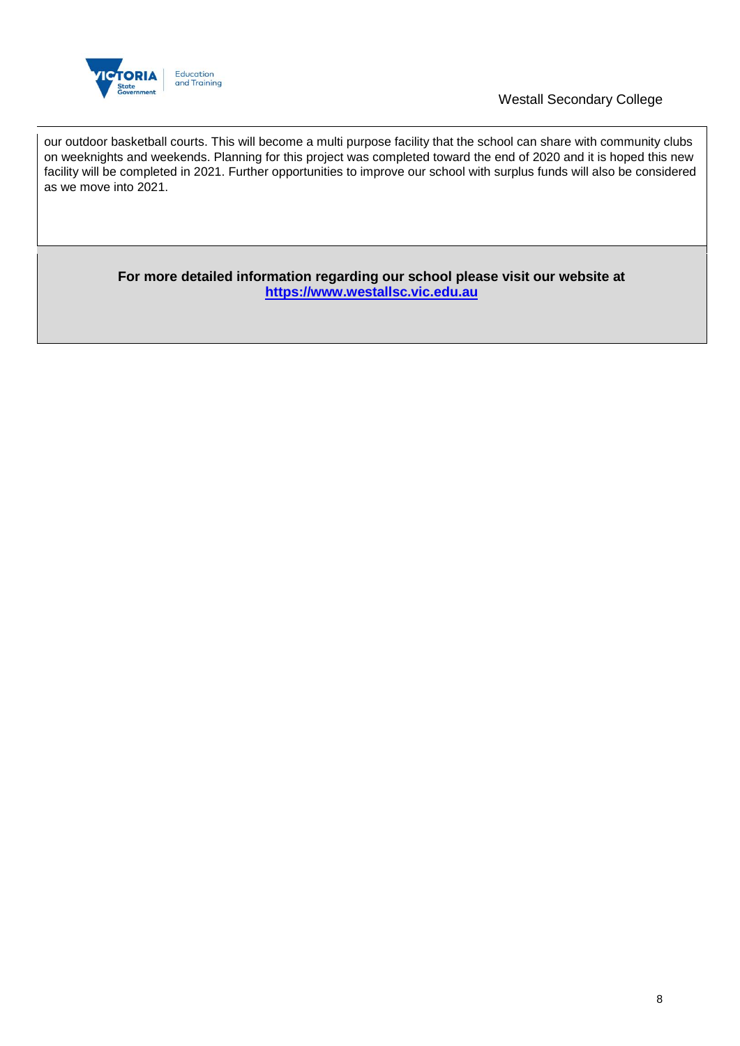our outdoor basketball courts. This will become a multi purpose facility that the school can share with community clubs on weeknights and weekends. Planning for this project was completed toward the end of 2020 and it is hoped this new facility will be completed in 2021. Further opportunities to improve our school with surplus funds will also be considered as we move into 2021.

**For more detailed information regarding our school please visit our website at [https://www.westallsc.vic.edu.au](https://www.westallsc.vic.edu.au)**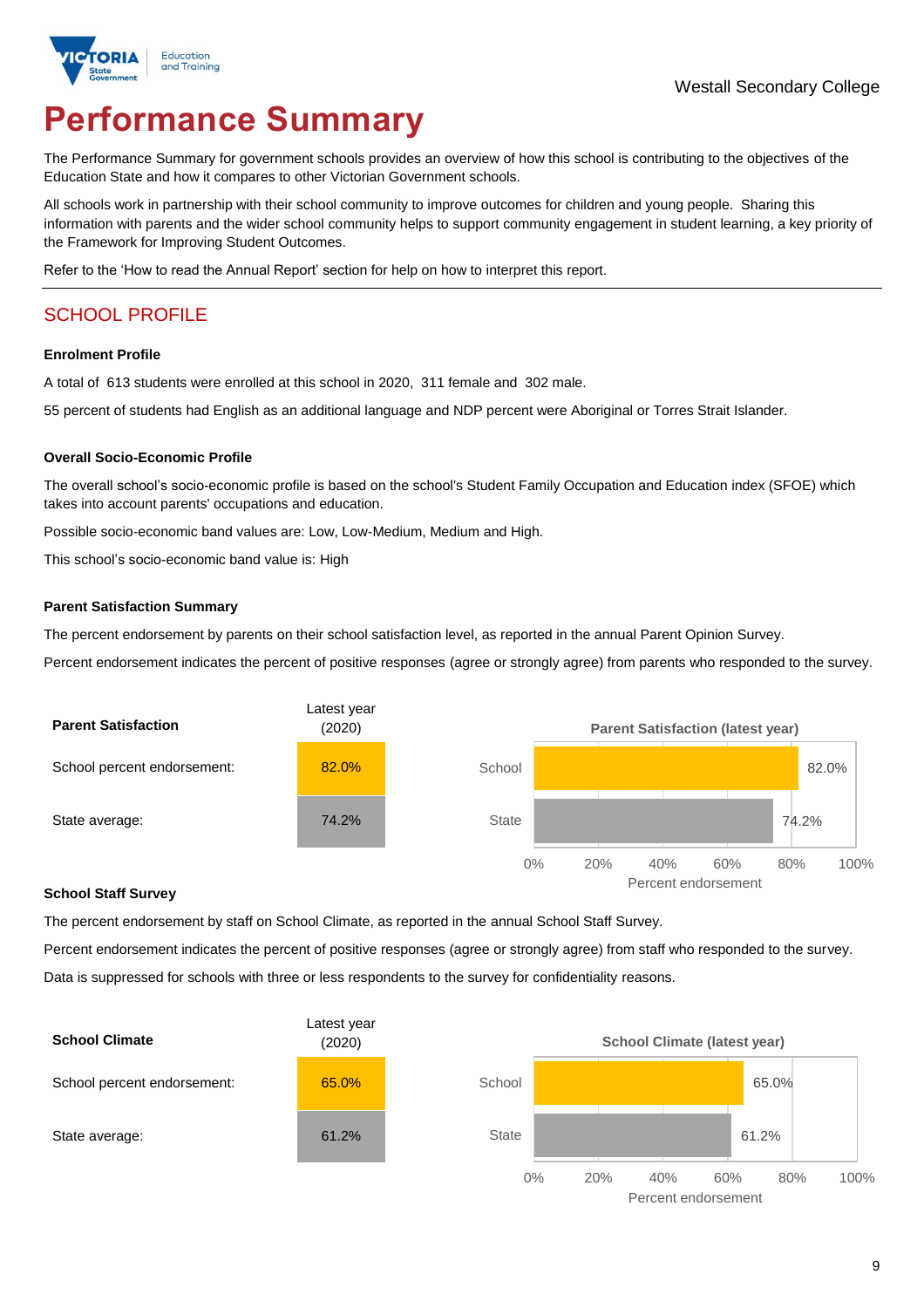Westall Secondary College

# Performance Summary

The Performance Summary for government schools provides an overview of how this school is contributing to the objectives of the Education State and how it compares to other Victorian Government schools.

All schools work in partnership with their school community to improve outcomes for children and young people. Sharing this information with parents and the wider school community helps to support community engagement in student learning, a key priority of the Framework for Improving Student Outcomes.

Refer to the 'How to read the Annual Report' section for help on how to interpret this report.

## SCHOOL PROFILE

### Enrolment Profile

A total of 613 students were enrolled at this school in 2020, 311 female and 302 male.

55 percent of students had English as an additional language and NDP percent were Aboriginal or Torres Strait Islander.

### Overall Socio-Economic Profile

The overall school's socio-economic profile is based on the school's Student Family Occupation and Education index (SFOE) which takes into account parents' occupations and education.

Possible socio-economic band values are: Low, Low-Medium, Medium and High.

This school's socio-economic band value is: High

### Parent Satisfaction Summary

The percent endorsement by parents on their school satisfaction level, as reported in the annual Parent Opinion Survey.

Percent endorsement indicates the percent of positive responses (agree or strongly agree) from parents who responded to the survey.

| Parent Satisfaction | Latest year (2020) |
|---|---|
| School percent endorsement: | 82.0% |
| State average: | 74.2% |

**Parent Satisfaction (latest year)**

| | Percent endorsement |
|---|---|
| School | 82.0% |
| State | 74.2% |

### School Staff Survey

The percent endorsement by staff on School Climate, as reported in the annual School Staff Survey.

Percent endorsement indicates the percent of positive responses (agree or strongly agree) from staff who responded to the survey.

Data is suppressed for schools with three or less respondents to the survey for confidentiality reasons.

| School Climate | Latest year (2020) |
|---|---|
| School percent endorsement: | 65.0% |
| State average: | 61.2% |

**School Climate (latest year)**

| | Percent endorsement |
|---|---|
| School | 65.0% |
| State | 61.2% |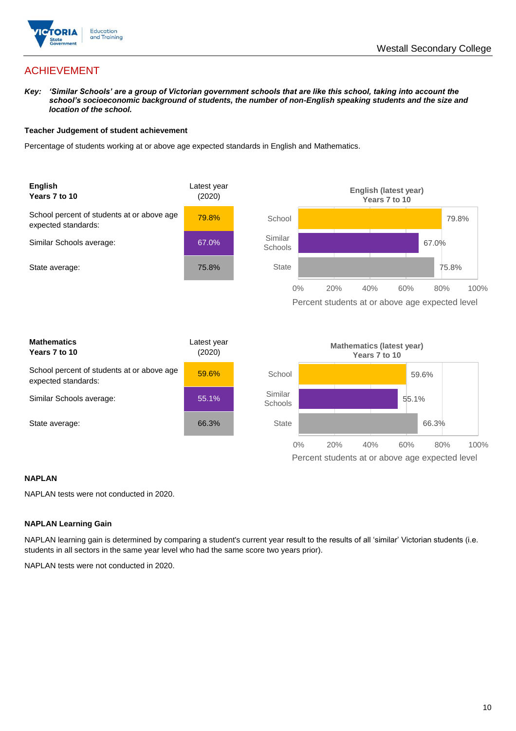# ACHIEVEMENT

***Key:** 'Similar Schools' are a group of Victorian government schools that are like this school, taking into account the school's socioeconomic background of students, the number of non-English speaking students and the size and location of the school.*

**Teacher Judgement of student achievement**

Percentage of students working at or above age expected standards in English and Mathematics.

| **English** **Years 7 to 10** | Latest year (2020) |
|---|---|
| School percent of students at or above age expected standards: | 79.8% |
| Similar Schools average: | 67.0% |
| State average: | 75.8% |

**English (latest year) Years 7 to 10**

| | Percent students at or above age expected level |
|---|---|
| School | 79.8% |
| Similar Schools | 67.0% |
| State | 75.8% |

| **Mathematics** **Years 7 to 10** | Latest year (2020) |
|---|---|
| School percent of students at or above age expected standards: | 59.6% |
| Similar Schools average: | 55.1% |
| State average: | 66.3% |

**Mathematics (latest year) Years 7 to 10**

| | Percent students at or above age expected level |
|---|---|
| School | 59.6% |
| Similar Schools | 55.1% |
| State | 66.3% |

**NAPLAN**

NAPLAN tests were not conducted in 2020.

**NAPLAN Learning Gain**

NAPLAN learning gain is determined by comparing a student's current year result to the results of all 'similar' Victorian students (i.e. students in all sectors in the same year level who had the same score two years prior).

NAPLAN tests were not conducted in 2020.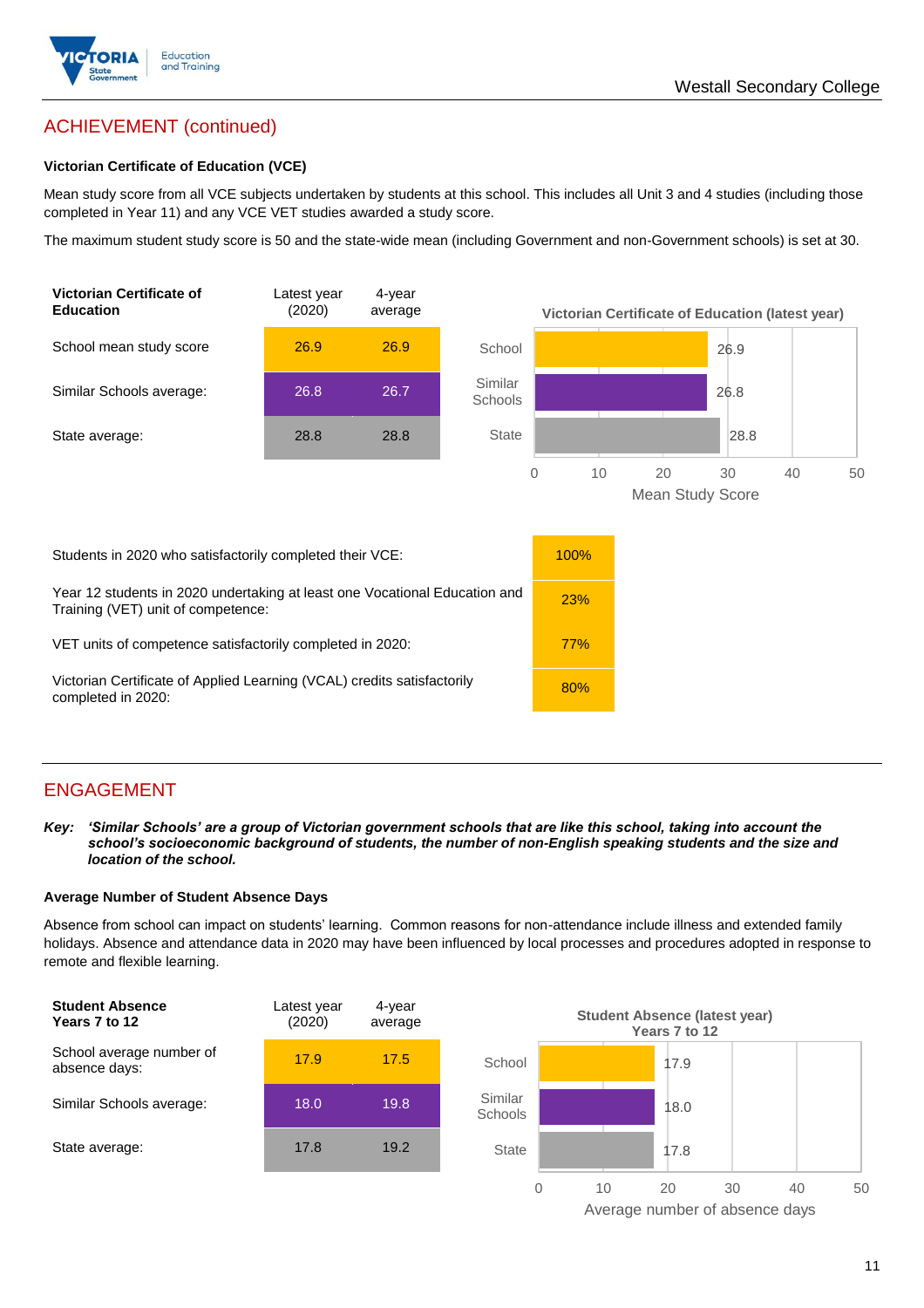## ACHIEVEMENT (continued)

### Victorian Certificate of Education (VCE)

Mean study score from all VCE subjects undertaken by students at this school. This includes all Unit 3 and 4 studies (including those completed in Year 11) and any VCE VET studies awarded a study score.

The maximum student study score is 50 and the state-wide mean (including Government and non-Government schools) is set at 30.

| Victorian Certificate of Education | Latest year (2020) | 4-year average |
|---|---|---|
| School mean study score | 26.9 | 26.9 |
| Similar Schools average: | 26.8 | 26.7 |
| State average: | 28.8 | 28.8 |

**Victorian Certificate of Education (latest year)**

| | Mean Study Score |
|---|---|
| School | 26.9 |
| Similar Schools | 26.8 |
| State | 28.8 |

| | |
|---|---|
| Students in 2020 who satisfactorily completed their VCE: | 100% |
| Year 12 students in 2020 undertaking at least one Vocational Education and Training (VET) unit of competence: | 23% |
| VET units of competence satisfactorily completed in 2020: | 77% |
| Victorian Certificate of Applied Learning (VCAL) credits satisfactorily completed in 2020: | 80% |

## ENGAGEMENT

***Key: 'Similar Schools' are a group of Victorian government schools that are like this school, taking into account the school's socioeconomic background of students, the number of non-English speaking students and the size and location of the school.***

### Average Number of Student Absence Days

Absence from school can impact on students' learning. Common reasons for non-attendance include illness and extended family holidays. Absence and attendance data in 2020 may have been influenced by local processes and procedures adopted in response to remote and flexible learning.

| Student Absence Years 7 to 12 | Latest year (2020) | 4-year average |
|---|---|---|
| School average number of absence days: | 17.9 | 17.5 |
| Similar Schools average: | 18.0 | 19.8 |
| State average: | 17.8 | 19.2 |

**Student Absence (latest year) Years 7 to 12**

| | Average number of absence days |
|---|---|
| School | 17.9 |
| Similar Schools | 18.0 |
| State | 17.8 |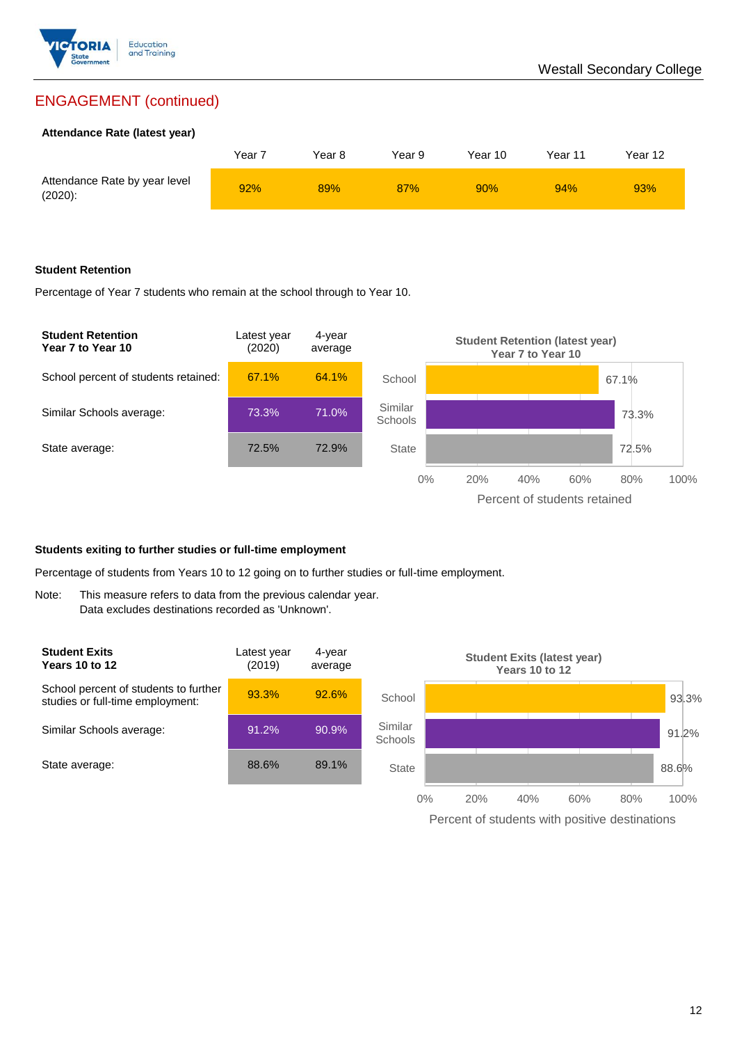## ENGAGEMENT (continued)

### Attendance Rate (latest year)

| | Year 7 | Year 8 | Year 9 | Year 10 | Year 11 | Year 12 |
|---|---|---|---|---|---|---|
| Attendance Rate by year level (2020): | 92% | 89% | 87% | 90% | 94% | 93% |

### Student Retention

Percentage of Year 7 students who remain at the school through to Year 10.

| **Student Retention Year 7 to Year 10** | Latest year (2020) | 4-year average |
|---|---|---|
| School percent of students retained: | 67.1% | 64.1% |
| Similar Schools average: | 73.3% | 71.0% |
| State average: | 72.5% | 72.9% |

**Student Retention (latest year) Year 7 to Year 10**

| | Percent of students retained |
|---|---|
| School | 67.1% |
| Similar Schools | 73.3% |
| State | 72.5% |

### Students exiting to further studies or full-time employment

Percentage of students from Years 10 to 12 going on to further studies or full-time employment.

Note: This measure refers to data from the previous calendar year. Data excludes destinations recorded as 'Unknown'.

| **Student Exits Years 10 to 12** | Latest year (2019) | 4-year average |
|---|---|---|
| School percent of students to further studies or full-time employment: | 93.3% | 92.6% |
| Similar Schools average: | 91.2% | 90.9% |
| State average: | 88.6% | 89.1% |

**Student Exits (latest year) Years 10 to 12**

| | Percent of students with positive destinations |
|---|---|
| School | 93.3% |
| Similar Schools | 91.2% |
| State | 88.6% |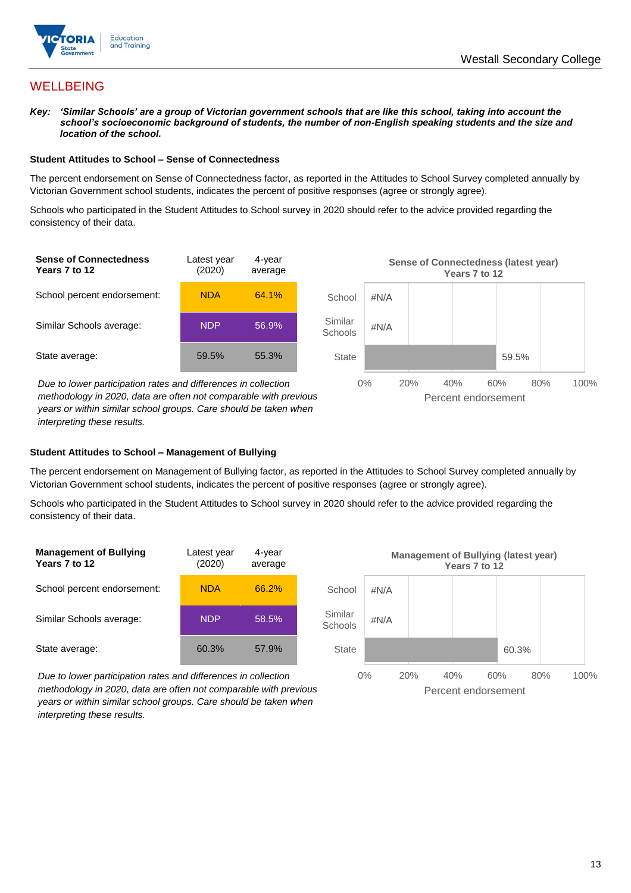## WELLBEING

***Key:** 'Similar Schools' are a group of Victorian government schools that are like this school, taking into account the school's socioeconomic background of students, the number of non-English speaking students and the size and location of the school.*

### Student Attitudes to School – Sense of Connectedness

The percent endorsement on Sense of Connectedness factor, as reported in the Attitudes to School Survey completed annually by Victorian Government school students, indicates the percent of positive responses (agree or strongly agree).

Schools who participated in the Student Attitudes to School survey in 2020 should refer to the advice provided regarding the consistency of their data.

| **Sense of Connectedness Years 7 to 12** | Latest year (2020) | 4-year average |
|---|---|---|
| School percent endorsement: | NDA | 64.1% |
| Similar Schools average: | NDP | 56.9% |
| State average: | 59.5% | 55.3% |

*Due to lower participation rates and differences in collection methodology in 2020, data are often not comparable with previous years or within similar school groups. Care should be taken when interpreting these results.*

**Sense of Connectedness (latest year) Years 7 to 12**

| | Percent endorsement |
|---|---|
| School | #N/A |
| Similar Schools | #N/A |
| State | 59.5% |

### Student Attitudes to School – Management of Bullying

The percent endorsement on Management of Bullying factor, as reported in the Attitudes to School Survey completed annually by Victorian Government school students, indicates the percent of positive responses (agree or strongly agree).

Schools who participated in the Student Attitudes to School survey in 2020 should refer to the advice provided regarding the consistency of their data.

| **Management of Bullying Years 7 to 12** | Latest year (2020) | 4-year average |
|---|---|---|
| School percent endorsement: | NDA | 66.2% |
| Similar Schools average: | NDP | 58.5% |
| State average: | 60.3% | 57.9% |

*Due to lower participation rates and differences in collection methodology in 2020, data are often not comparable with previous years or within similar school groups. Care should be taken when interpreting these results.*

**Management of Bullying (latest year) Years 7 to 12**

| | Percent endorsement |
|---|---|
| School | #N/A |
| Similar Schools | #N/A |
| State | 60.3% |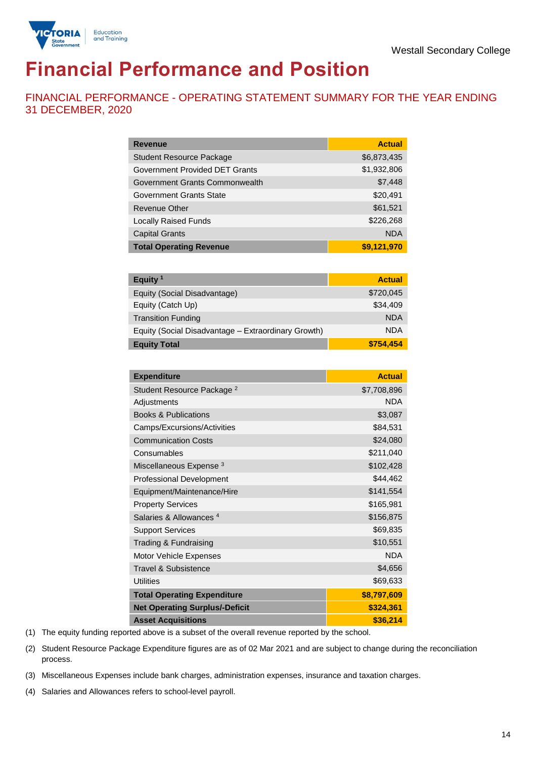Westall Secondary College

# Financial Performance and Position

## FINANCIAL PERFORMANCE - OPERATING STATEMENT SUMMARY FOR THE YEAR ENDING 31 DECEMBER, 2020

| Revenue | Actual |
|---|---|
| Student Resource Package | $6,873,435 |
| Government Provided DET Grants | $1,932,806 |
| Government Grants Commonwealth | $7,448 |
| Government Grants State | $20,491 |
| Revenue Other | $61,521 |
| Locally Raised Funds | $226,268 |
| Capital Grants | NDA |
| **Total Operating Revenue** | **$9,121,970** |

| Equity [1] | Actual |
|---|---|
| Equity (Social Disadvantage) | $720,045 |
| Equity (Catch Up) | $34,409 |
| Transition Funding | NDA |
| Equity (Social Disadvantage – Extraordinary Growth) | NDA |
| **Equity Total** | **$754,454** |

| Expenditure | Actual |
|---|---|
| Student Resource Package [2] | $7,708,896 |
| Adjustments | NDA |
| Books & Publications | $3,087 |
| Camps/Excursions/Activities | $84,531 |
| Communication Costs | $24,080 |
| Consumables | $211,040 |
| Miscellaneous Expense [3] | $102,428 |
| Professional Development | $44,462 |
| Equipment/Maintenance/Hire | $141,554 |
| Property Services | $165,981 |
| Salaries & Allowances [4] | $156,875 |
| Support Services | $69,835 |
| Trading & Fundraising | $10,551 |
| Motor Vehicle Expenses | NDA |
| Travel & Subsistence | $4,656 |
| Utilities | $69,633 |
| **Total Operating Expenditure** | **$8,797,609** |
| **Net Operating Surplus/-Deficit** | **$324,361** |
| **Asset Acquisitions** | **$36,214** |

(1) The equity funding reported above is a subset of the overall revenue reported by the school.

(2) Student Resource Package Expenditure figures are as of 02 Mar 2021 and are subject to change during the reconciliation process.

(3) Miscellaneous Expenses include bank charges, administration expenses, insurance and taxation charges.

(4) Salaries and Allowances refers to school-level payroll.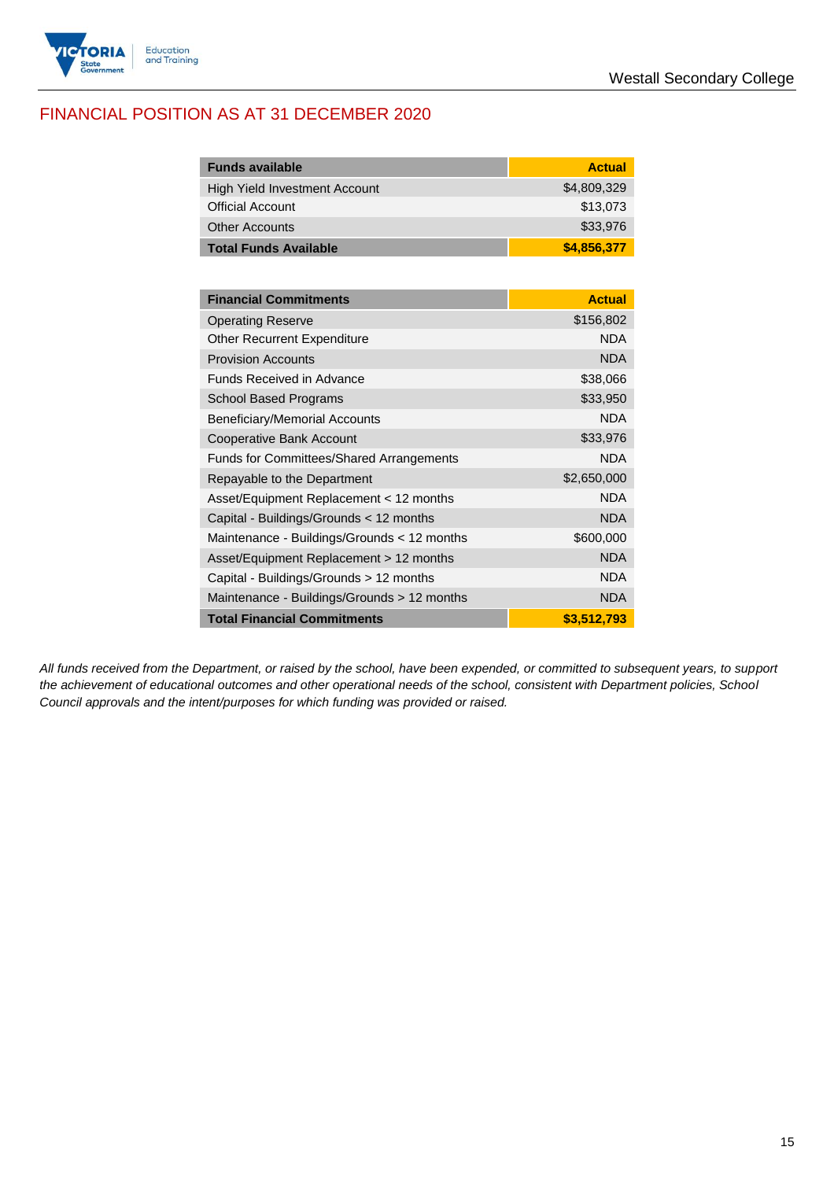## FINANCIAL POSITION AS AT 31 DECEMBER 2020

| Funds available | Actual |
|---|---|
| High Yield Investment Account | $4,809,329 |
| Official Account | $13,073 |
| Other Accounts | $33,976 |
| **Total Funds Available** | **$4,856,377** |

| Financial Commitments | Actual |
|---|---|
| Operating Reserve | $156,802 |
| Other Recurrent Expenditure | NDA |
| Provision Accounts | NDA |
| Funds Received in Advance | $38,066 |
| School Based Programs | $33,950 |
| Beneficiary/Memorial Accounts | NDA |
| Cooperative Bank Account | $33,976 |
| Funds for Committees/Shared Arrangements | NDA |
| Repayable to the Department | $2,650,000 |
| Asset/Equipment Replacement < 12 months | NDA |
| Capital - Buildings/Grounds < 12 months | NDA |
| Maintenance - Buildings/Grounds < 12 months | $600,000 |
| Asset/Equipment Replacement > 12 months | NDA |
| Capital - Buildings/Grounds > 12 months | NDA |
| Maintenance - Buildings/Grounds > 12 months | NDA |
| **Total Financial Commitments** | **$3,512,793** |

*All funds received from the Department, or raised by the school, have been expended, or committed to subsequent years, to support the achievement of educational outcomes and other operational needs of the school, consistent with Department policies, School Council approvals and the intent/purposes for which funding was provided or raised.*